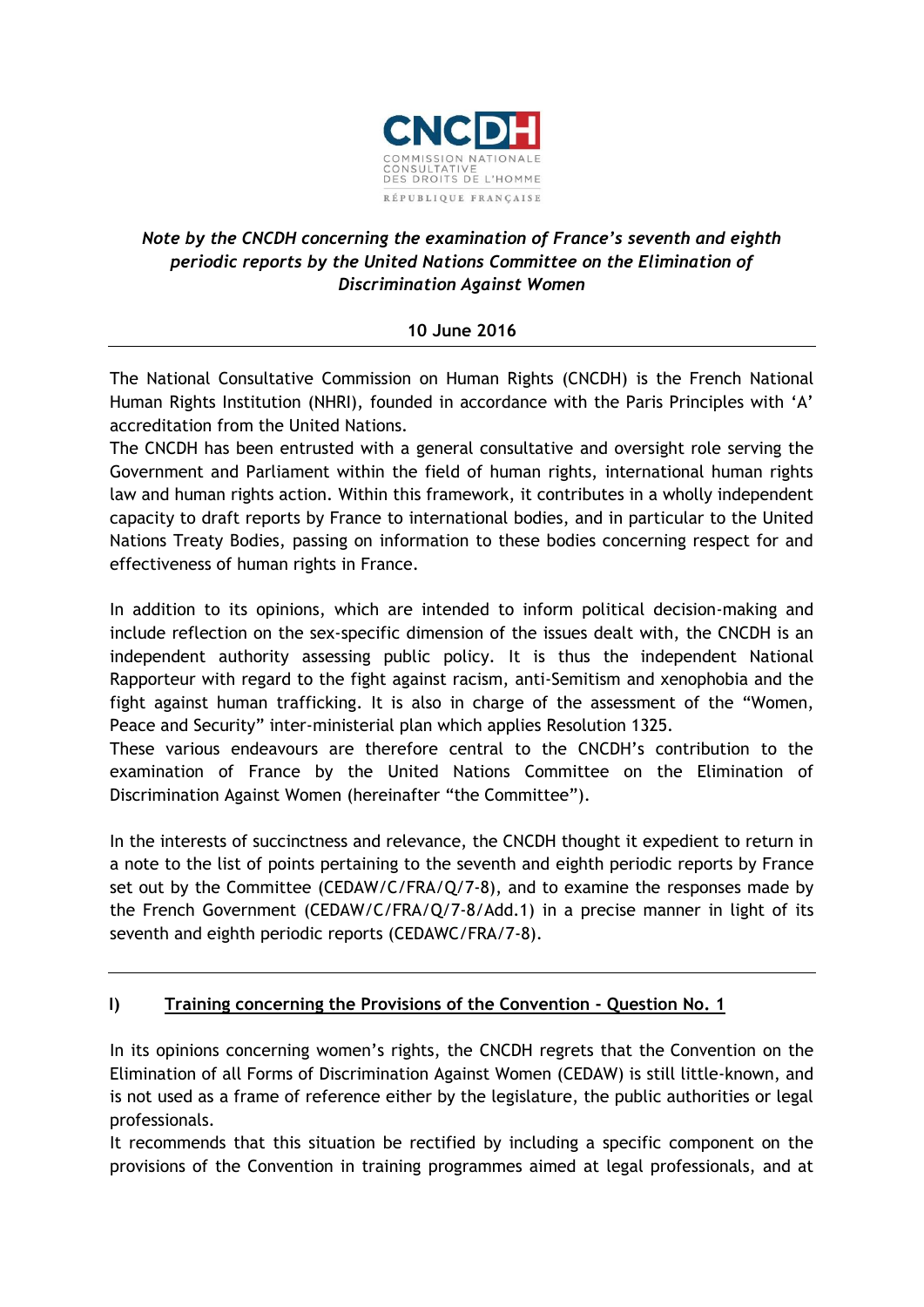CNCDH

COMMISSION NATIONALE CONSULTATIVE DES DROITS DE L'HOMME

RÉPUBLIQUE FRANÇAISE

*Note by the CNCDH concerning the examination of France's seventh and eighth periodic reports by the United Nations Committee on the Elimination of Discrimination Against Women*

**10 June 2016**

---

The National Consultative Commission on Human Rights (CNCDH) is the French National Human Rights Institution (NHRI), founded in accordance with the Paris Principles with 'A' accreditation from the United Nations.

The CNCDH has been entrusted with a general consultative and oversight role serving the Government and Parliament within the field of human rights, international human rights law and human rights action. Within this framework, it contributes in a wholly independent capacity to draft reports by France to international bodies, and in particular to the United Nations Treaty Bodies, passing on information to these bodies concerning respect for and effectiveness of human rights in France.

In addition to its opinions, which are intended to inform political decision-making and include reflection on the sex-specific dimension of the issues dealt with, the CNCDH is an independent authority assessing public policy. It is thus the independent National Rapporteur with regard to the fight against racism, anti-Semitism and xenophobia and the fight against human trafficking. It is also in charge of the assessment of the "Women, Peace and Security" inter-ministerial plan which applies Resolution 1325.

These various endeavours are therefore central to the CNCDH's contribution to the examination of France by the United Nations Committee on the Elimination of Discrimination Against Women (hereinafter "the Committee").

In the interests of succinctness and relevance, the CNCDH thought it expedient to return in a note to the list of points pertaining to the seventh and eighth periodic reports by France set out by the Committee (CEDAW/C/FRA/Q/7-8), and to examine the responses made by the French Government (CEDAW/C/FRA/Q/7-8/Add.1) in a precise manner in light of its seventh and eighth periodic reports (CEDAWC/FRA/7-8).

---

## I) Training concerning the Provisions of the Convention - Question No. 1

In its opinions concerning women's rights, the CNCDH regrets that the Convention on the Elimination of all Forms of Discrimination Against Women (CEDAW) is still little-known, and is not used as a frame of reference either by the legislature, the public authorities or legal professionals.

It recommends that this situation be rectified by including a specific component on the provisions of the Convention in training programmes aimed at legal professionals, and at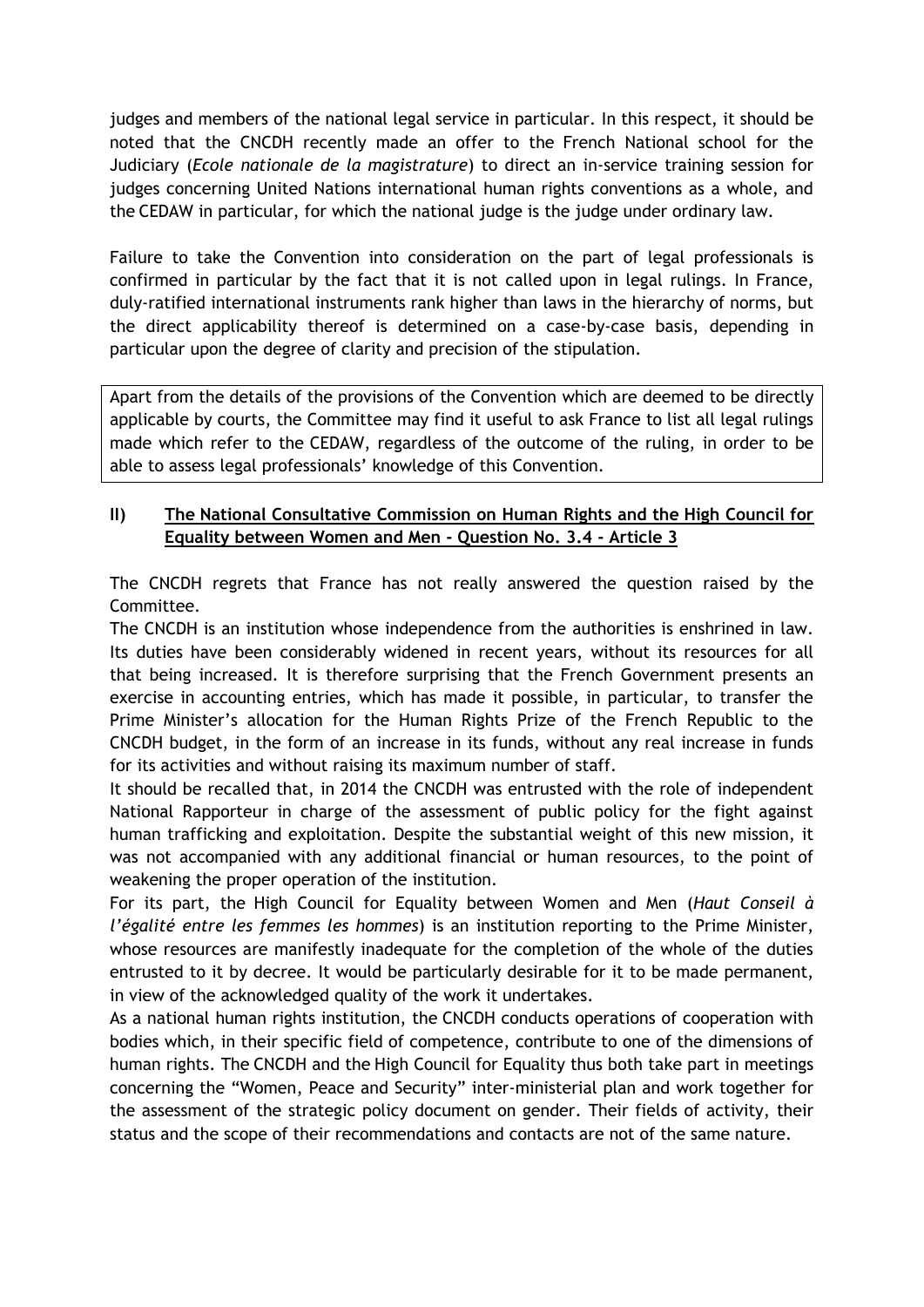judges and members of the national legal service in particular. In this respect, it should be noted that the CNCDH recently made an offer to the French National school for the Judiciary (*Ecole nationale de la magistrature*) to direct an in-service training session for judges concerning United Nations international human rights conventions as a whole, and the CEDAW in particular, for which the national judge is the judge under ordinary law.

Failure to take the Convention into consideration on the part of legal professionals is confirmed in particular by the fact that it is not called upon in legal rulings. In France, duly-ratified international instruments rank higher than laws in the hierarchy of norms, but the direct applicability thereof is determined on a case-by-case basis, depending in particular upon the degree of clarity and precision of the stipulation.

> Apart from the details of the provisions of the Convention which are deemed to be directly applicable by courts, the Committee may find it useful to ask France to list all legal rulings made which refer to the CEDAW, regardless of the outcome of the ruling, in order to be able to assess legal professionals' knowledge of this Convention.

## II) **The National Consultative Commission on Human Rights and the High Council for Equality between Women and Men - Question No. 3.4 - Article 3**

The CNCDH regrets that France has not really answered the question raised by the Committee.

The CNCDH is an institution whose independence from the authorities is enshrined in law. Its duties have been considerably widened in recent years, without its resources for all that being increased. It is therefore surprising that the French Government presents an exercise in accounting entries, which has made it possible, in particular, to transfer the Prime Minister's allocation for the Human Rights Prize of the French Republic to the CNCDH budget, in the form of an increase in its funds, without any real increase in funds for its activities and without raising its maximum number of staff.

It should be recalled that, in 2014 the CNCDH was entrusted with the role of independent National Rapporteur in charge of the assessment of public policy for the fight against human trafficking and exploitation. Despite the substantial weight of this new mission, it was not accompanied with any additional financial or human resources, to the point of weakening the proper operation of the institution.

For its part, the High Council for Equality between Women and Men (*Haut Conseil à l'égalité entre les femmes les hommes*) is an institution reporting to the Prime Minister, whose resources are manifestly inadequate for the completion of the whole of the duties entrusted to it by decree. It would be particularly desirable for it to be made permanent, in view of the acknowledged quality of the work it undertakes.

As a national human rights institution, the CNCDH conducts operations of cooperation with bodies which, in their specific field of competence, contribute to one of the dimensions of human rights. The CNCDH and the High Council for Equality thus both take part in meetings concerning the "Women, Peace and Security" inter-ministerial plan and work together for the assessment of the strategic policy document on gender. Their fields of activity, their status and the scope of their recommendations and contacts are not of the same nature.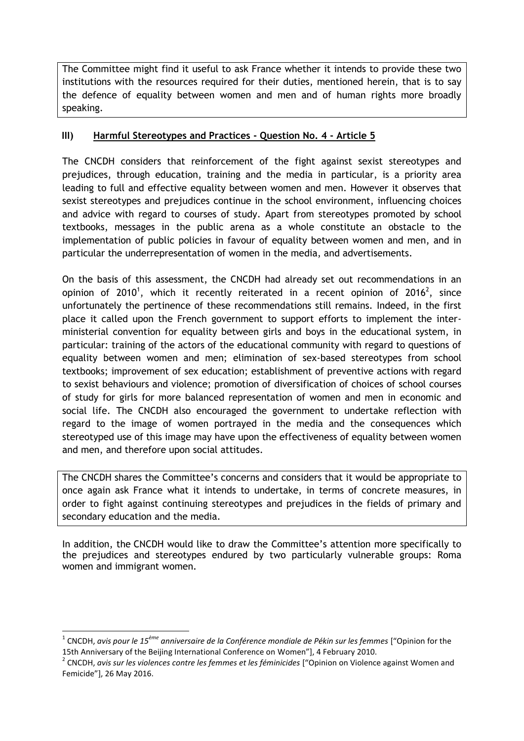The Committee might find it useful to ask France whether it intends to provide these two institutions with the resources required for their duties, mentioned herein, that is to say the defence of equality between women and men and of human rights more broadly speaking.

## III) Harmful Stereotypes and Practices - Question No. 4 - Article 5

The CNCDH considers that reinforcement of the fight against sexist stereotypes and prejudices, through education, training and the media in particular, is a priority area leading to full and effective equality between women and men. However it observes that sexist stereotypes and prejudices continue in the school environment, influencing choices and advice with regard to courses of study. Apart from stereotypes promoted by school textbooks, messages in the public arena as a whole constitute an obstacle to the implementation of public policies in favour of equality between women and men, and in particular the underrepresentation of women in the media, and advertisements.

On the basis of this assessment, the CNCDH had already set out recommendations in an opinion of 2010[1], which it recently reiterated in a recent opinion of 2016[2], since unfortunately the pertinence of these recommendations still remains. Indeed, in the first place it called upon the French government to support efforts to implement the inter-ministerial convention for equality between girls and boys in the educational system, in particular: training of the actors of the educational community with regard to questions of equality between women and men; elimination of sex-based stereotypes from school textbooks; improvement of sex education; establishment of preventive actions with regard to sexist behaviours and violence; promotion of diversification of choices of school courses of study for girls for more balanced representation of women and men in economic and social life. The CNCDH also encouraged the government to undertake reflection with regard to the image of women portrayed in the media and the consequences which stereotyped use of this image may have upon the effectiveness of equality between women and men, and therefore upon social attitudes.

The CNCDH shares the Committee's concerns and considers that it would be appropriate to once again ask France what it intends to undertake, in terms of concrete measures, in order to fight against continuing stereotypes and prejudices in the fields of primary and secondary education and the media.

In addition, the CNCDH would like to draw the Committee's attention more specifically to the prejudices and stereotypes endured by two particularly vulnerable groups: Roma women and immigrant women.

---

[1] CNCDH, *avis pour le 15ème anniversaire de la Conférence mondiale de Pékin sur les femmes* ["Opinion for the 15th Anniversary of the Beijing International Conference on Women"], 4 February 2010.

[2] CNCDH, *avis sur les violences contre les femmes et les féminicides* ["Opinion on Violence against Women and Femicide"], 26 May 2016.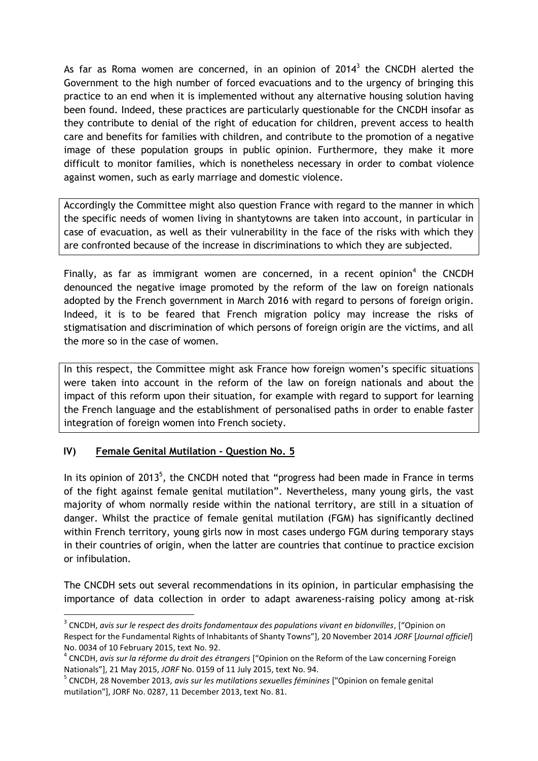As far as Roma women are concerned, in an opinion of 2014[3] the CNCDH alerted the Government to the high number of forced evacuations and to the urgency of bringing this practice to an end when it is implemented without any alternative housing solution having been found. Indeed, these practices are particularly questionable for the CNCDH insofar as they contribute to denial of the right of education for children, prevent access to health care and benefits for families with children, and contribute to the promotion of a negative image of these population groups in public opinion. Furthermore, they make it more difficult to monitor families, which is nonetheless necessary in order to combat violence against women, such as early marriage and domestic violence.

Accordingly the Committee might also question France with regard to the manner in which the specific needs of women living in shantytowns are taken into account, in particular in case of evacuation, as well as their vulnerability in the face of the risks with which they are confronted because of the increase in discriminations to which they are subjected.

Finally, as far as immigrant women are concerned, in a recent opinion[4] the CNCDH denounced the negative image promoted by the reform of the law on foreign nationals adopted by the French government in March 2016 with regard to persons of foreign origin. Indeed, it is to be feared that French migration policy may increase the risks of stigmatisation and discrimination of which persons of foreign origin are the victims, and all the more so in the case of women.

In this respect, the Committee might ask France how foreign women's specific situations were taken into account in the reform of the law on foreign nationals and about the impact of this reform upon their situation, for example with regard to support for learning the French language and the establishment of personalised paths in order to enable faster integration of foreign women into French society.

## IV) Female Genital Mutilation - Question No. 5

In its opinion of 2013[5], the CNCDH noted that "progress had been made in France in terms of the fight against female genital mutilation". Nevertheless, many young girls, the vast majority of whom normally reside within the national territory, are still in a situation of danger. Whilst the practice of female genital mutilation (FGM) has significantly declined within French territory, young girls now in most cases undergo FGM during temporary stays in their countries of origin, when the latter are countries that continue to practice excision or infibulation.

The CNCDH sets out several recommendations in its opinion, in particular emphasising the importance of data collection in order to adapt awareness-raising policy among at-risk

---

[3] CNCDH, *avis sur le respect des droits fondamentaux des populations vivant en bidonvilles*, ["Opinion on Respect for the Fundamental Rights of Inhabitants of Shanty Towns"], 20 November 2014 *JORF* [*Journal officiel*] No. 0034 of 10 February 2015, text No. 92.

[4] CNCDH, *avis sur la réforme du droit des étrangers* ["Opinion on the Reform of the Law concerning Foreign Nationals"], 21 May 2015, *JORF* No. 0159 of 11 July 2015, text No. 94.

[5] CNCDH, 28 November 2013, *avis sur les mutilations sexuelles féminines* ["Opinion on female genital mutilation"], JORF No. 0287, 11 December 2013, text No. 81.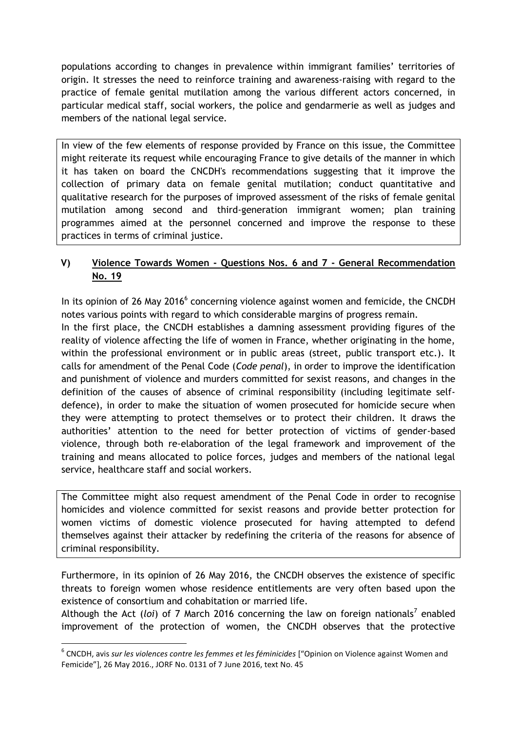populations according to changes in prevalence within immigrant families' territories of origin. It stresses the need to reinforce training and awareness-raising with regard to the practice of female genital mutilation among the various different actors concerned, in particular medical staff, social workers, the police and gendarmerie as well as judges and members of the national legal service.

In view of the few elements of response provided by France on this issue, the Committee might reiterate its request while encouraging France to give details of the manner in which it has taken on board the CNCDH's recommendations suggesting that it improve the collection of primary data on female genital mutilation; conduct quantitative and qualitative research for the purposes of improved assessment of the risks of female genital mutilation among second and third-generation immigrant women; plan training programmes aimed at the personnel concerned and improve the response to these practices in terms of criminal justice.

## V) Violence Towards Women - Questions Nos. 6 and 7 - General Recommendation No. 19

In its opinion of 26 May 2016[6] concerning violence against women and femicide, the CNCDH notes various points with regard to which considerable margins of progress remain.

In the first place, the CNCDH establishes a damning assessment providing figures of the reality of violence affecting the life of women in France, whether originating in the home, within the professional environment or in public areas (street, public transport etc.). It calls for amendment of the Penal Code (*Code penal*), in order to improve the identification and punishment of violence and murders committed for sexist reasons, and changes in the definition of the causes of absence of criminal responsibility (including legitimate self-defence), in order to make the situation of women prosecuted for homicide secure when they were attempting to protect themselves or to protect their children. It draws the authorities' attention to the need for better protection of victims of gender-based violence, through both re-elaboration of the legal framework and improvement of the training and means allocated to police forces, judges and members of the national legal service, healthcare staff and social workers.

The Committee might also request amendment of the Penal Code in order to recognise homicides and violence committed for sexist reasons and provide better protection for women victims of domestic violence prosecuted for having attempted to defend themselves against their attacker by redefining the criteria of the reasons for absence of criminal responsibility.

Furthermore, in its opinion of 26 May 2016, the CNCDH observes the existence of specific threats to foreign women whose residence entitlements are very often based upon the existence of consortium and cohabitation or married life.

Although the Act (*loi*) of 7 March 2016 concerning the law on foreign nationals[7] enabled improvement of the protection of women, the CNCDH observes that the protective

[6] CNCDH, avis *sur les violences contre les femmes et les féminicides* ["Opinion on Violence against Women and Femicide"], 26 May 2016., JORF No. 0131 of 7 June 2016, text No. 45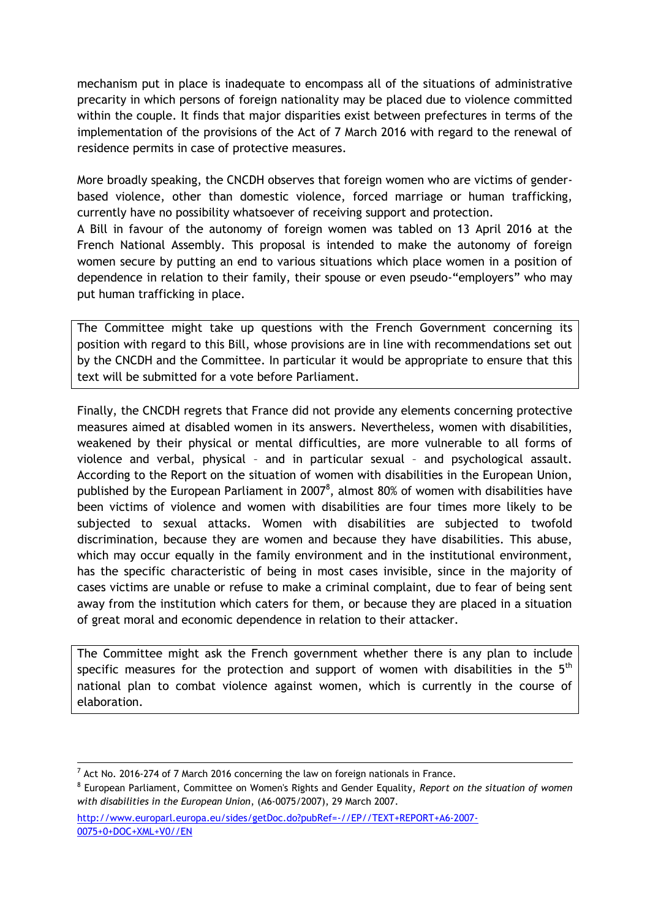mechanism put in place is inadequate to encompass all of the situations of administrative precarity in which persons of foreign nationality may be placed due to violence committed within the couple. It finds that major disparities exist between prefectures in terms of the implementation of the provisions of the Act of 7 March 2016 with regard to the renewal of residence permits in case of protective measures.

More broadly speaking, the CNCDH observes that foreign women who are victims of gender-based violence, other than domestic violence, forced marriage or human trafficking, currently have no possibility whatsoever of receiving support and protection.

A Bill in favour of the autonomy of foreign women was tabled on 13 April 2016 at the French National Assembly. This proposal is intended to make the autonomy of foreign women secure by putting an end to various situations which place women in a position of dependence in relation to their family, their spouse or even pseudo-"employers" who may put human trafficking in place.

> The Committee might take up questions with the French Government concerning its position with regard to this Bill, whose provisions are in line with recommendations set out by the CNCDH and the Committee. In particular it would be appropriate to ensure that this text will be submitted for a vote before Parliament.

Finally, the CNCDH regrets that France did not provide any elements concerning protective measures aimed at disabled women in its answers. Nevertheless, women with disabilities, weakened by their physical or mental difficulties, are more vulnerable to all forms of violence and verbal, physical – and in particular sexual – and psychological assault. According to the Report on the situation of women with disabilities in the European Union, published by the European Parliament in 2007[8], almost 80% of women with disabilities have been victims of violence and women with disabilities are four times more likely to be subjected to sexual attacks. Women with disabilities are subjected to twofold discrimination, because they are women and because they have disabilities. This abuse, which may occur equally in the family environment and in the institutional environment, has the specific characteristic of being in most cases invisible, since in the majority of cases victims are unable or refuse to make a criminal complaint, due to fear of being sent away from the institution which caters for them, or because they are placed in a situation of great moral and economic dependence in relation to their attacker.

> The Committee might ask the French government whether there is any plan to include specific measures for the protection and support of women with disabilities in the 5th national plan to combat violence against women, which is currently in the course of elaboration.

---

[7] Act No. 2016-274 of 7 March 2016 concerning the law on foreign nationals in France.

[8] European Parliament, Committee on Women's Rights and Gender Equality, *Report on the situation of women with disabilities in the European Union*, (A6-0075/2007), 29 March 2007.

http://www.europarl.europa.eu/sides/getDoc.do?pubRef=-//EP//TEXT+REPORT+A6-2007-0075+0+DOC+XML+V0//EN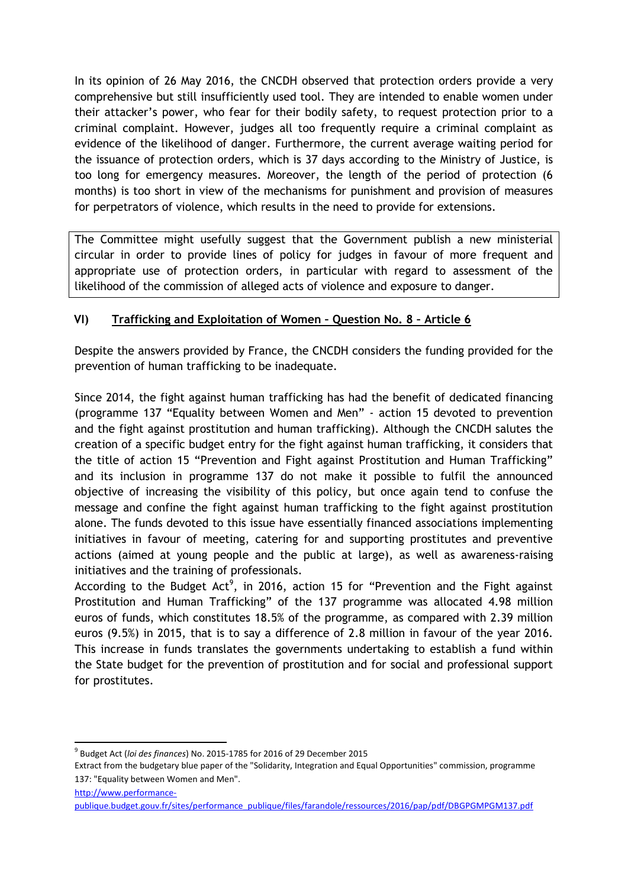In its opinion of 26 May 2016, the CNCDH observed that protection orders provide a very comprehensive but still insufficiently used tool. They are intended to enable women under their attacker's power, who fear for their bodily safety, to request protection prior to a criminal complaint. However, judges all too frequently require a criminal complaint as evidence of the likelihood of danger. Furthermore, the current average waiting period for the issuance of protection orders, which is 37 days according to the Ministry of Justice, is too long for emergency measures. Moreover, the length of the period of protection (6 months) is too short in view of the mechanisms for punishment and provision of measures for perpetrators of violence, which results in the need to provide for extensions.

> The Committee might usefully suggest that the Government publish a new ministerial circular in order to provide lines of policy for judges in favour of more frequent and appropriate use of protection orders, in particular with regard to assessment of the likelihood of the commission of alleged acts of violence and exposure to danger.

## VI) Trafficking and Exploitation of Women – Question No. 8 – Article 6

Despite the answers provided by France, the CNCDH considers the funding provided for the prevention of human trafficking to be inadequate.

Since 2014, the fight against human trafficking has had the benefit of dedicated financing (programme 137 "Equality between Women and Men" - action 15 devoted to prevention and the fight against prostitution and human trafficking). Although the CNCDH salutes the creation of a specific budget entry for the fight against human trafficking, it considers that the title of action 15 "Prevention and Fight against Prostitution and Human Trafficking" and its inclusion in programme 137 do not make it possible to fulfil the announced objective of increasing the visibility of this policy, but once again tend to confuse the message and confine the fight against human trafficking to the fight against prostitution alone. The funds devoted to this issue have essentially financed associations implementing initiatives in favour of meeting, catering for and supporting prostitutes and preventive actions (aimed at young people and the public at large), as well as awareness-raising initiatives and the training of professionals.

According to the Budget Act[9], in 2016, action 15 for "Prevention and the Fight against Prostitution and Human Trafficking" of the 137 programme was allocated 4.98 million euros of funds, which constitutes 18.5% of the programme, as compared with 2.39 million euros (9.5%) in 2015, that is to say a difference of 2.8 million in favour of the year 2016. This increase in funds translates the governments undertaking to establish a fund within the State budget for the prevention of prostitution and for social and professional support for prostitutes.

---

[9] Budget Act (*loi des finances*) No. 2015-1785 for 2016 of 29 December 2015
Extract from the budgetary blue paper of the "Solidarity, Integration and Equal Opportunities" commission, programme 137: "Equality between Women and Men".
http://www.performance-publique.budget.gouv.fr/sites/performance_publique/files/farandole/ressources/2016/pap/pdf/DBGPGMPGM137.pdf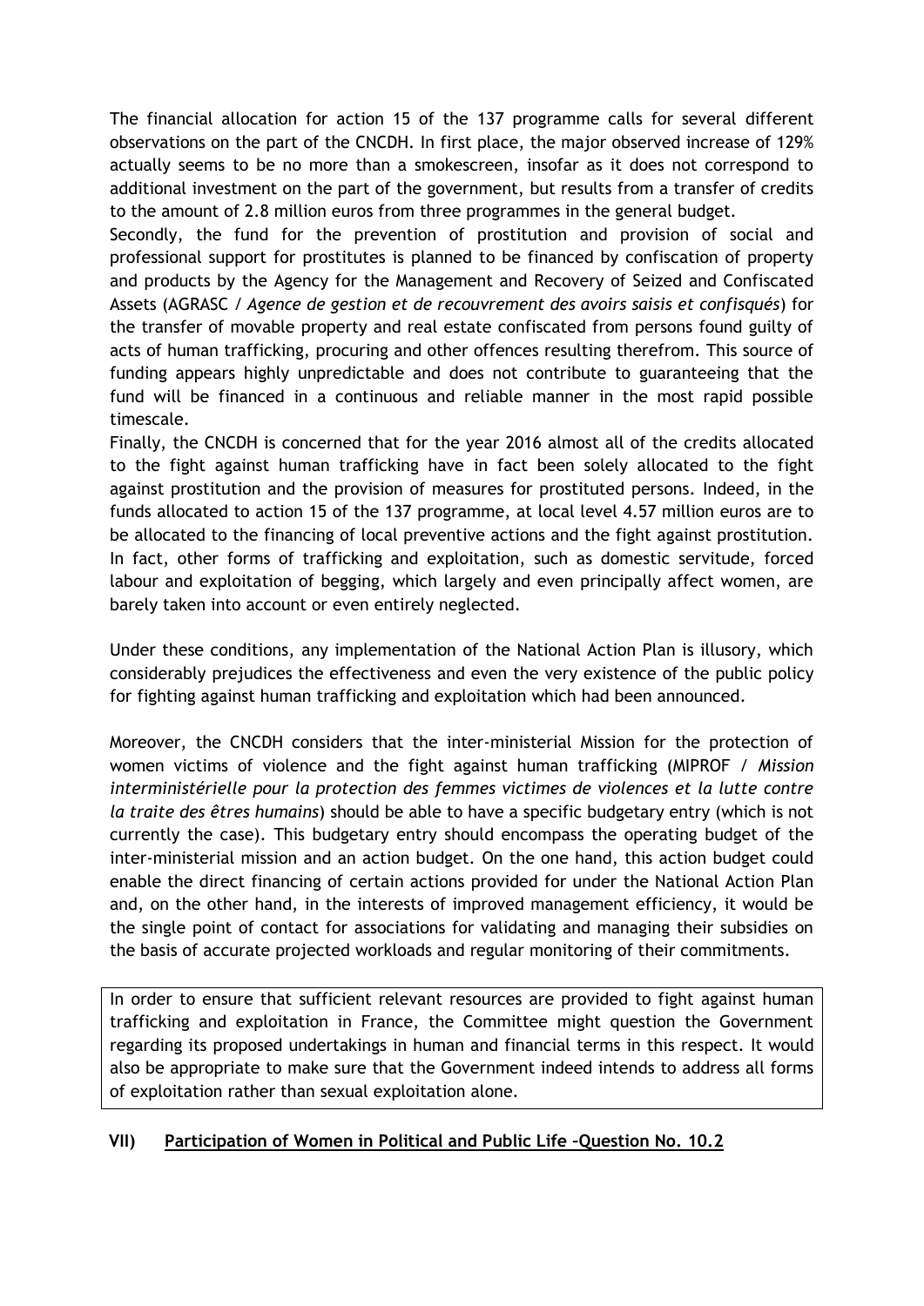The financial allocation for action 15 of the 137 programme calls for several different observations on the part of the CNCDH. In first place, the major observed increase of 129% actually seems to be no more than a smokescreen, insofar as it does not correspond to additional investment on the part of the government, but results from a transfer of credits to the amount of 2.8 million euros from three programmes in the general budget.

Secondly, the fund for the prevention of prostitution and provision of social and professional support for prostitutes is planned to be financed by confiscation of property and products by the Agency for the Management and Recovery of Seized and Confiscated Assets (AGRASC / *Agence de gestion et de recouvrement des avoirs saisis et confisqués*) for the transfer of movable property and real estate confiscated from persons found guilty of acts of human trafficking, procuring and other offences resulting therefrom. This source of funding appears highly unpredictable and does not contribute to guaranteeing that the fund will be financed in a continuous and reliable manner in the most rapid possible timescale.

Finally, the CNCDH is concerned that for the year 2016 almost all of the credits allocated to the fight against human trafficking have in fact been solely allocated to the fight against prostitution and the provision of measures for prostituted persons. Indeed, in the funds allocated to action 15 of the 137 programme, at local level 4.57 million euros are to be allocated to the financing of local preventive actions and the fight against prostitution. In fact, other forms of trafficking and exploitation, such as domestic servitude, forced labour and exploitation of begging, which largely and even principally affect women, are barely taken into account or even entirely neglected.

Under these conditions, any implementation of the National Action Plan is illusory, which considerably prejudices the effectiveness and even the very existence of the public policy for fighting against human trafficking and exploitation which had been announced.

Moreover, the CNCDH considers that the inter-ministerial Mission for the protection of women victims of violence and the fight against human trafficking (MIPROF / *Mission interministérielle pour la protection des femmes victimes de violences et la lutte contre la traite des êtres humains*) should be able to have a specific budgetary entry (which is not currently the case). This budgetary entry should encompass the operating budget of the inter-ministerial mission and an action budget. On the one hand, this action budget could enable the direct financing of certain actions provided for under the National Action Plan and, on the other hand, in the interests of improved management efficiency, it would be the single point of contact for associations for validating and managing their subsidies on the basis of accurate projected workloads and regular monitoring of their commitments.

In order to ensure that sufficient relevant resources are provided to fight against human trafficking and exploitation in France, the Committee might question the Government regarding its proposed undertakings in human and financial terms in this respect. It would also be appropriate to make sure that the Government indeed intends to address all forms of exploitation rather than sexual exploitation alone.

## VII) Participation of Women in Political and Public Life –Question No. 10.2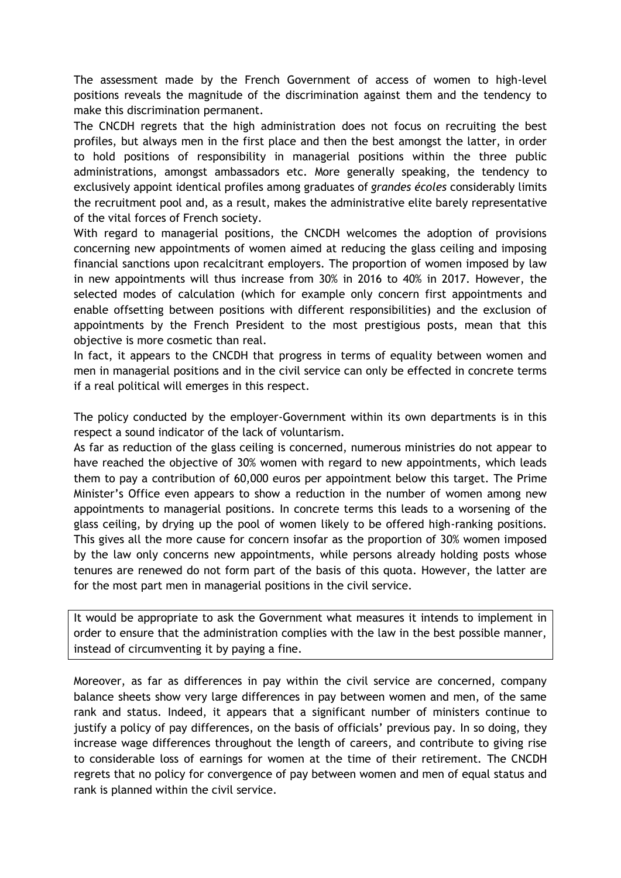The assessment made by the French Government of access of women to high-level positions reveals the magnitude of the discrimination against them and the tendency to make this discrimination permanent.

The CNCDH regrets that the high administration does not focus on recruiting the best profiles, but always men in the first place and then the best amongst the latter, in order to hold positions of responsibility in managerial positions within the three public administrations, amongst ambassadors etc. More generally speaking, the tendency to exclusively appoint identical profiles among graduates of *grandes écoles* considerably limits the recruitment pool and, as a result, makes the administrative elite barely representative of the vital forces of French society.

With regard to managerial positions, the CNCDH welcomes the adoption of provisions concerning new appointments of women aimed at reducing the glass ceiling and imposing financial sanctions upon recalcitrant employers. The proportion of women imposed by law in new appointments will thus increase from 30% in 2016 to 40% in 2017. However, the selected modes of calculation (which for example only concern first appointments and enable offsetting between positions with different responsibilities) and the exclusion of appointments by the French President to the most prestigious posts, mean that this objective is more cosmetic than real.

In fact, it appears to the CNCDH that progress in terms of equality between women and men in managerial positions and in the civil service can only be effected in concrete terms if a real political will emerges in this respect.

The policy conducted by the employer-Government within its own departments is in this respect a sound indicator of the lack of voluntarism.

As far as reduction of the glass ceiling is concerned, numerous ministries do not appear to have reached the objective of 30% women with regard to new appointments, which leads them to pay a contribution of 60,000 euros per appointment below this target. The Prime Minister's Office even appears to show a reduction in the number of women among new appointments to managerial positions. In concrete terms this leads to a worsening of the glass ceiling, by drying up the pool of women likely to be offered high-ranking positions. This gives all the more cause for concern insofar as the proportion of 30% women imposed by the law only concerns new appointments, while persons already holding posts whose tenures are renewed do not form part of the basis of this quota. However, the latter are for the most part men in managerial positions in the civil service.

It would be appropriate to ask the Government what measures it intends to implement in order to ensure that the administration complies with the law in the best possible manner, instead of circumventing it by paying a fine.

Moreover, as far as differences in pay within the civil service are concerned, company balance sheets show very large differences in pay between women and men, of the same rank and status. Indeed, it appears that a significant number of ministers continue to justify a policy of pay differences, on the basis of officials' previous pay. In so doing, they increase wage differences throughout the length of careers, and contribute to giving rise to considerable loss of earnings for women at the time of their retirement. The CNCDH regrets that no policy for convergence of pay between women and men of equal status and rank is planned within the civil service.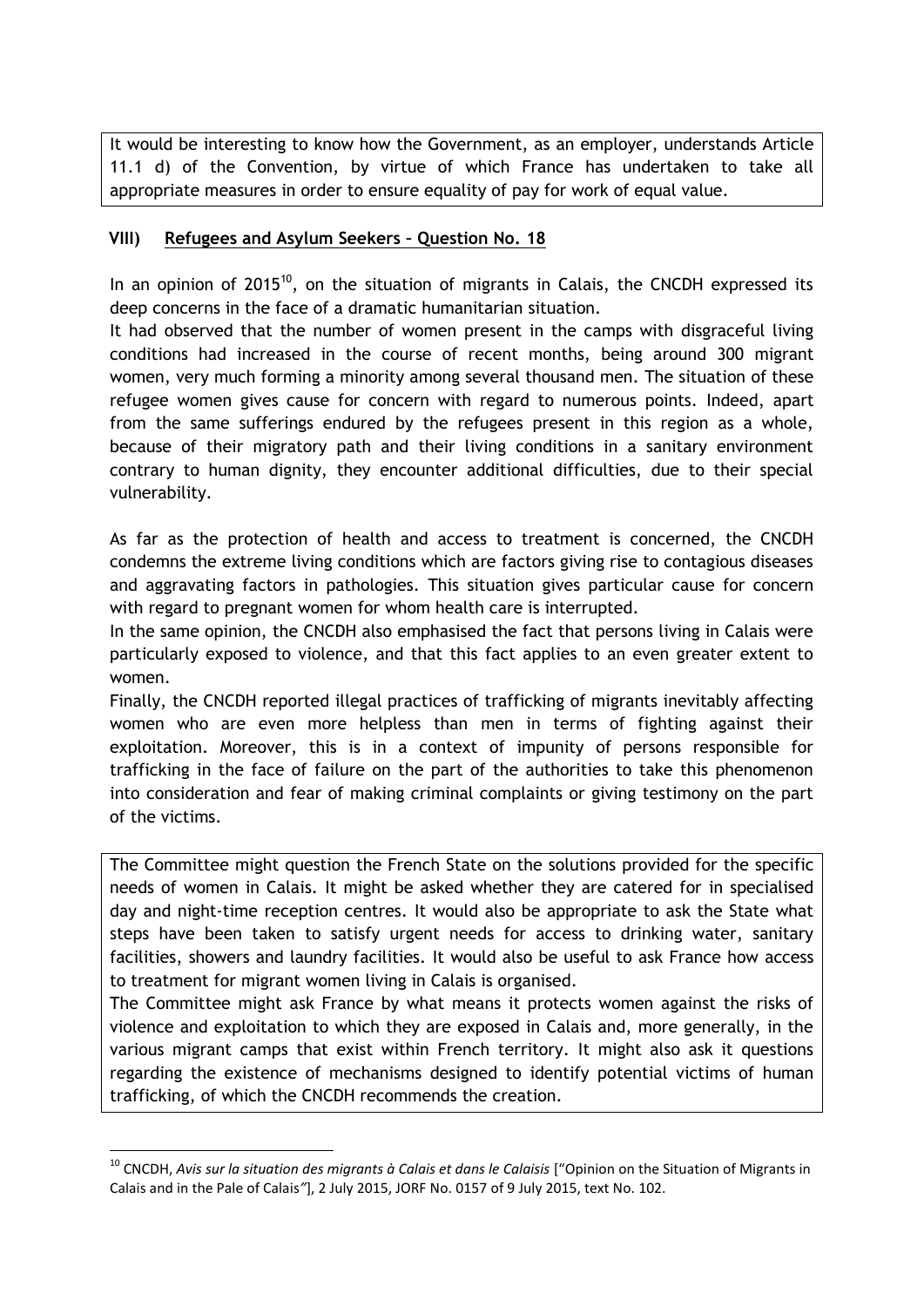It would be interesting to know how the Government, as an employer, understands Article 11.1 d) of the Convention, by virtue of which France has undertaken to take all appropriate measures in order to ensure equality of pay for work of equal value.

## VIII) Refugees and Asylum Seekers – Question No. 18

In an opinion of 2015[10], on the situation of migrants in Calais, the CNCDH expressed its deep concerns in the face of a dramatic humanitarian situation.

It had observed that the number of women present in the camps with disgraceful living conditions had increased in the course of recent months, being around 300 migrant women, very much forming a minority among several thousand men. The situation of these refugee women gives cause for concern with regard to numerous points. Indeed, apart from the same sufferings endured by the refugees present in this region as a whole, because of their migratory path and their living conditions in a sanitary environment contrary to human dignity, they encounter additional difficulties, due to their special vulnerability.

As far as the protection of health and access to treatment is concerned, the CNCDH condemns the extreme living conditions which are factors giving rise to contagious diseases and aggravating factors in pathologies. This situation gives particular cause for concern with regard to pregnant women for whom health care is interrupted.

In the same opinion, the CNCDH also emphasised the fact that persons living in Calais were particularly exposed to violence, and that this fact applies to an even greater extent to women.

Finally, the CNCDH reported illegal practices of trafficking of migrants inevitably affecting women who are even more helpless than men in terms of fighting against their exploitation. Moreover, this is in a context of impunity of persons responsible for trafficking in the face of failure on the part of the authorities to take this phenomenon into consideration and fear of making criminal complaints or giving testimony on the part of the victims.

The Committee might question the French State on the solutions provided for the specific needs of women in Calais. It might be asked whether they are catered for in specialised day and night-time reception centres. It would also be appropriate to ask the State what steps have been taken to satisfy urgent needs for access to drinking water, sanitary facilities, showers and laundry facilities. It would also be useful to ask France how access to treatment for migrant women living in Calais is organised.

The Committee might ask France by what means it protects women against the risks of violence and exploitation to which they are exposed in Calais and, more generally, in the various migrant camps that exist within French territory. It might also ask it questions regarding the existence of mechanisms designed to identify potential victims of human trafficking, of which the CNCDH recommends the creation.

---

[10] CNCDH, *Avis sur la situation des migrants à Calais et dans le Calaisis* ["Opinion on the Situation of Migrants in Calais and in the Pale of Calais"], 2 July 2015, JORF No. 0157 of 9 July 2015, text No. 102.